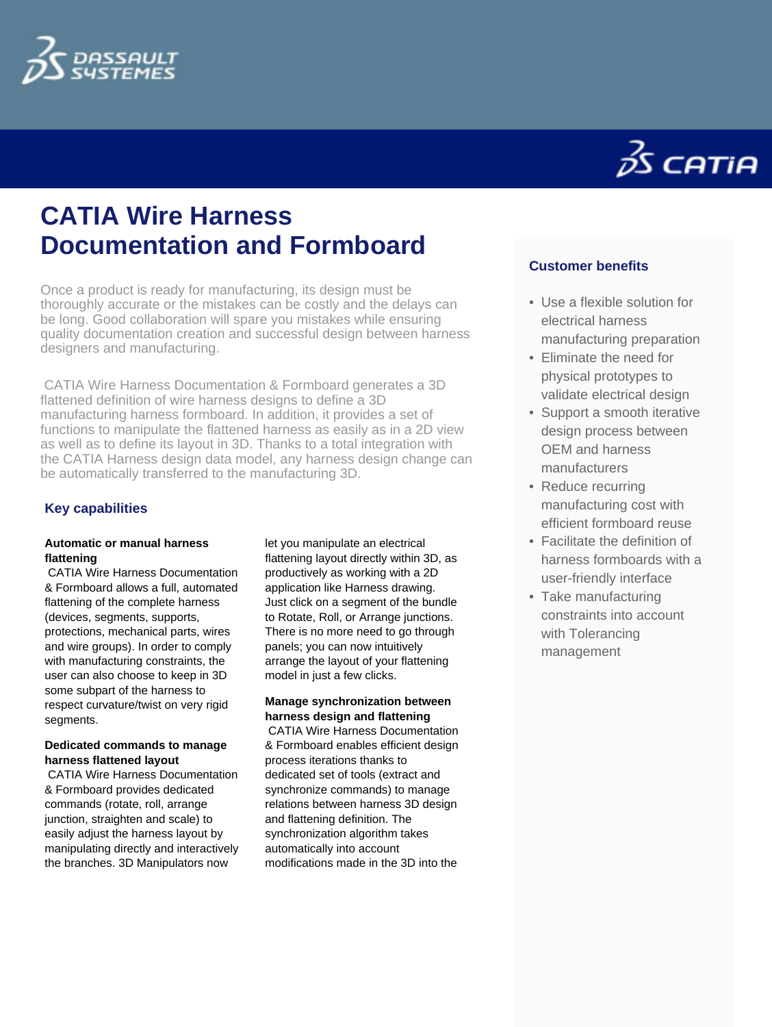# CATIA Wire Harness Documentation and Formboard

Once a product is ready for manufacturing, its design must be thoroughly accurate or the mistakes can be costly and the delays can be long. Good collaboration will spare you mistakes while ensuring quality documentation creation and successful design between harness designers and manufacturing.

CATIA Wire Harness Documentation & Formboard generates a 3D flattened definition of wire harness designs to define a 3D manufacturing harness formboard. In addition, it provides a set of functions to manipulate the flattened harness as easily as in a 2D view as well as to define its layout in 3D. Thanks to a total integration with the CATIA Harness design data model, any harness design change can be automatically transferred to the manufacturing 3D.

## Key capabilities

**Automatic or manual harness flattening**
CATIA Wire Harness Documentation & Formboard allows a full, automated flattening of the complete harness (devices, segments, supports, protections, mechanical parts, wires and wire groups). In order to comply with manufacturing constraints, the user can also choose to keep in 3D some subpart of the harness to respect curvature/twist on very rigid segments.

**Dedicated commands to manage harness flattened layout**
CATIA Wire Harness Documentation & Formboard provides dedicated commands (rotate, roll, arrange junction, straighten and scale) to easily adjust the harness layout by manipulating directly and interactively the branches. 3D Manipulators now let you manipulate an electrical flattening layout directly within 3D, as productively as working with a 2D application like Harness drawing. Just click on a segment of the bundle to Rotate, Roll, or Arrange junctions. There is no more need to go through panels; you can now intuitively arrange the layout of your flattening model in just a few clicks.

**Manage synchronization between harness design and flattening**
CATIA Wire Harness Documentation & Formboard enables efficient design process iterations thanks to dedicated set of tools (extract and synchronize commands) to manage relations between harness 3D design and flattening definition. The synchronization algorithm takes automatically into account modifications made in the 3D into the

## Customer benefits

- Use a flexible solution for electrical harness manufacturing preparation
- Eliminate the need for physical prototypes to validate electrical design
- Support a smooth iterative design process between OEM and harness manufacturers
- Reduce recurring manufacturing cost with efficient formboard reuse
- Facilitate the definition of harness formboards with a user-friendly interface
- Take manufacturing constraints into account with Tolerancing management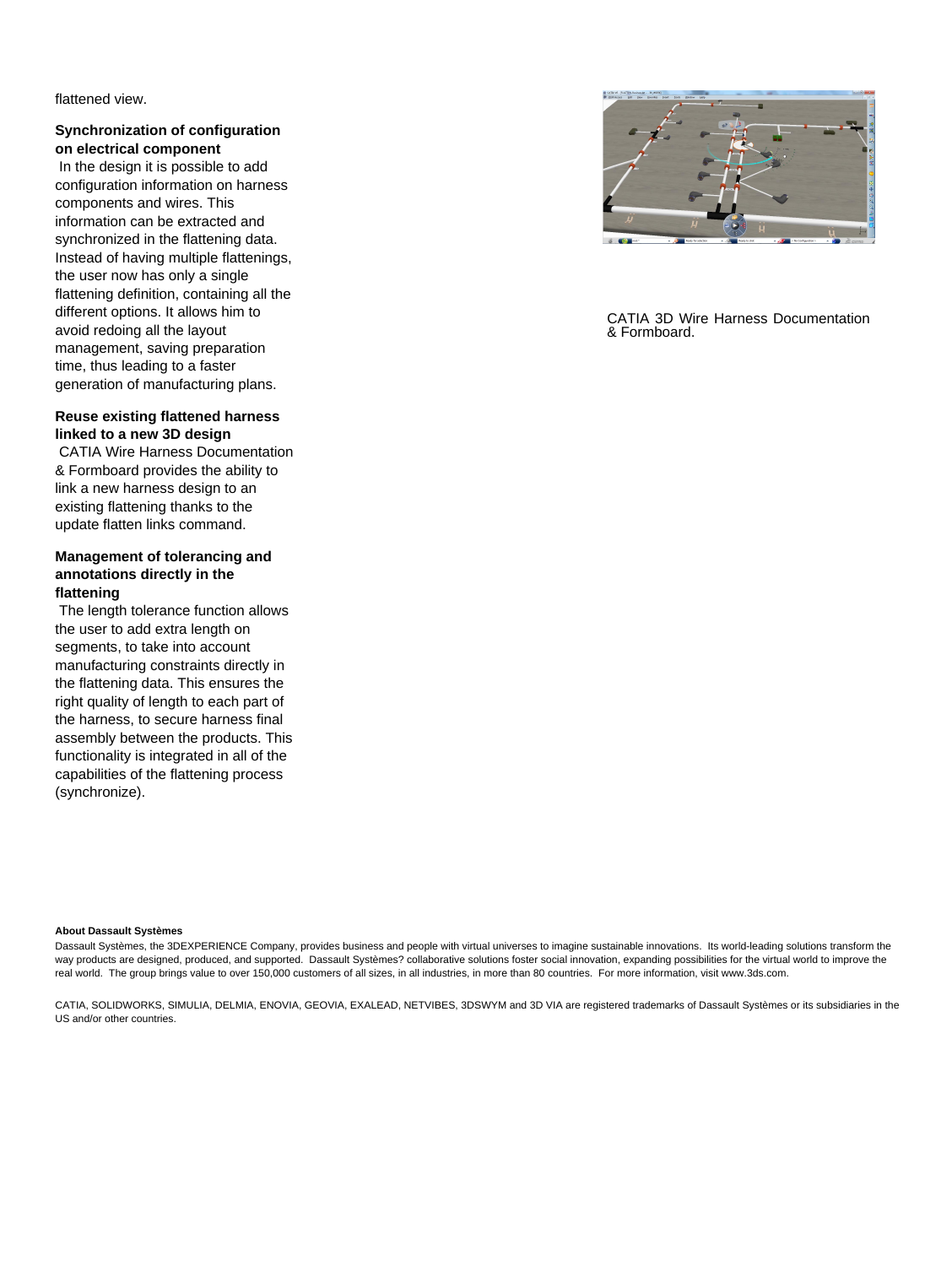flattened view.

**Synchronization of configuration on electrical component**

In the design it is possible to add configuration information on harness components and wires. This information can be extracted and synchronized in the flattening data. Instead of having multiple flattenings, the user now has only a single flattening definition, containing all the different options. It allows him to avoid redoing all the layout management, saving preparation time, thus leading to a faster generation of manufacturing plans.

**Reuse existing flattened harness linked to a new 3D design**

CATIA Wire Harness Documentation & Formboard provides the ability to link a new harness design to an existing flattening thanks to the update flatten links command.

**Management of tolerancing and annotations directly in the flattening**

The length tolerance function allows the user to add extra length on segments, to take into account manufacturing constraints directly in the flattening data. This ensures the right quality of length to each part of the harness, to secure harness final assembly between the products. This functionality is integrated in all of the capabilities of the flattening process (synchronize).

CATIA 3D Wire Harness Documentation & Formboard.

**About Dassault Systèmes**

Dassault Systèmes, the 3DEXPERIENCE Company, provides business and people with virtual universes to imagine sustainable innovations. Its world-leading solutions transform the way products are designed, produced, and supported. Dassault Systèmes? collaborative solutions foster social innovation, expanding possibilities for the virtual world to improve the real world. The group brings value to over 150,000 customers of all sizes, in all industries, in more than 80 countries. For more information, visit www.3ds.com.

CATIA, SOLIDWORKS, SIMULIA, DELMIA, ENOVIA, GEOVIA, EXALEAD, NETVIBES, 3DSWYM and 3D VIA are registered trademarks of Dassault Systèmes or its subsidiaries in the US and/or other countries.